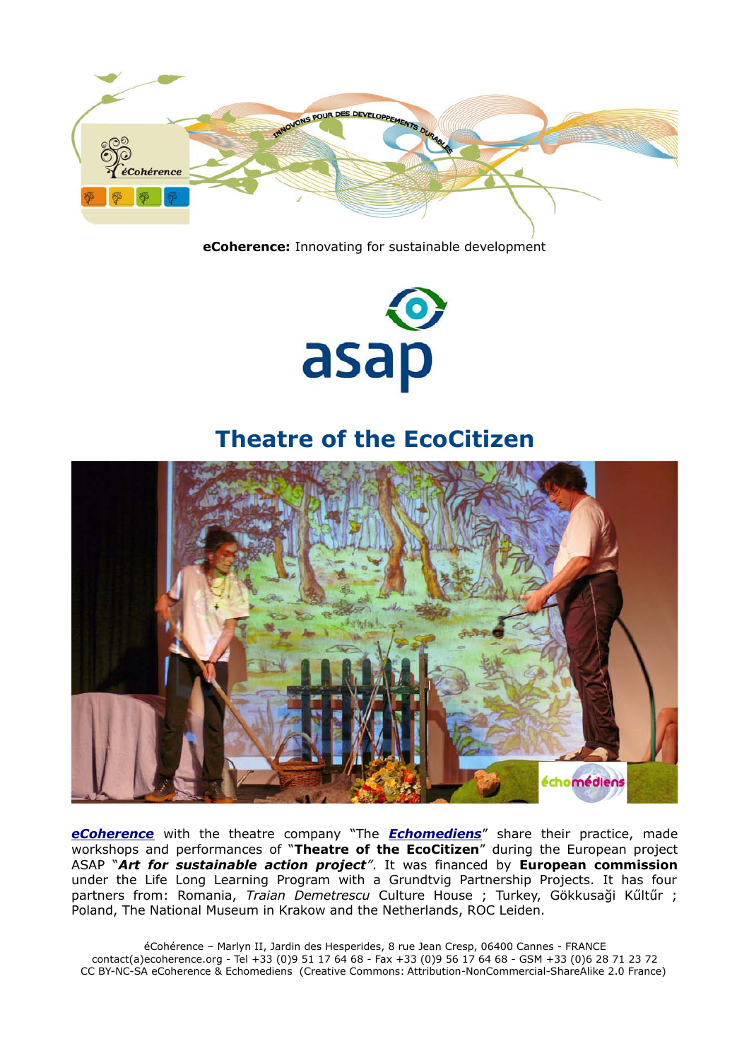**eCoherence:** Innovating for sustainable development

# Theatre of the EcoCitizen

***eCoherence*** with the theatre company "The ***Echomediens***" share their practice, made workshops and performances of "**Theatre of the EcoCitizen**" during the European project ASAP "***Art for sustainable action project***". It was financed by **European commission** under the Life Long Learning Program with a Grundtvig Partnership Projects. It has four partners from: Romania, *Traian Demetrescu* Culture House ; Turkey, Gökkusaği Kűltűr ; Poland, The National Museum in Krakow and the Netherlands, ROC Leiden.

éCohérence – Marlyn II, Jardin des Hesperides, 8 rue Jean Cresp, 06400 Cannes - FRANCE
contact(a)ecoherence.org - Tel +33 (0)9 51 17 64 68 - Fax +33 (0)9 56 17 64 68 - GSM +33 (0)6 28 71 23 72
CC BY-NC-SA eCoherence & Echomediens (Creative Commons: Attribution-NonCommercial-ShareAlike 2.0 France)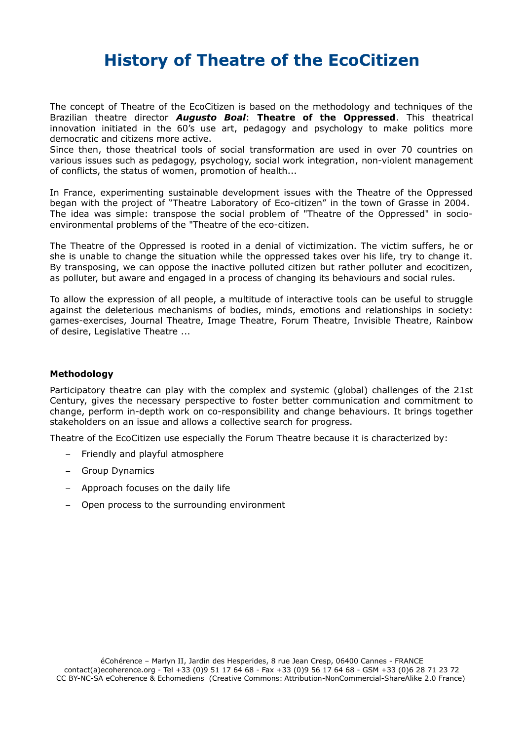# History of Theatre of the EcoCitizen

The concept of Theatre of the EcoCitizen is based on the methodology and techniques of the Brazilian theatre director ***Augusto Boal***: **Theatre of the Oppressed**. This theatrical innovation initiated in the 60's use art, pedagogy and psychology to make politics more democratic and citizens more active.
Since then, those theatrical tools of social transformation are used in over 70 countries on various issues such as pedagogy, psychology, social work integration, non-violent management of conflicts, the status of women, promotion of health...

In France, experimenting sustainable development issues with the Theatre of the Oppressed began with the project of "Theatre Laboratory of Eco-citizen" in the town of Grasse in 2004.
The idea was simple: transpose the social problem of "Theatre of the Oppressed" in socio-environmental problems of the "Theatre of the eco-citizen.

The Theatre of the Oppressed is rooted in a denial of victimization. The victim suffers, he or she is unable to change the situation while the oppressed takes over his life, try to change it. By transposing, we can oppose the inactive polluted citizen but rather polluter and ecocitizen, as polluter, but aware and engaged in a process of changing its behaviours and social rules.

To allow the expression of all people, a multitude of interactive tools can be useful to struggle against the deleterious mechanisms of bodies, minds, emotions and relationships in society: games-exercises, Journal Theatre, Image Theatre, Forum Theatre, Invisible Theatre, Rainbow of desire, Legislative Theatre ...

**Methodology**

Participatory theatre can play with the complex and systemic (global) challenges of the 21st Century, gives the necessary perspective to foster better communication and commitment to change, perform in-depth work on co-responsibility and change behaviours. It brings together stakeholders on an issue and allows a collective search for progress.

Theatre of the EcoCitizen use especially the Forum Theatre because it is characterized by:

- Friendly and playful atmosphere
- Group Dynamics
- Approach focuses on the daily life
- Open process to the surrounding environment

éCohérence – Marlyn II, Jardin des Hesperides, 8 rue Jean Cresp, 06400 Cannes - FRANCE
contact(a)ecoherence.org - Tel +33 (0)9 51 17 64 68 - Fax +33 (0)9 56 17 64 68 - GSM +33 (0)6 28 71 23 72
CC BY-NC-SA eCoherence & Echomediens (Creative Commons: Attribution-NonCommercial-ShareAlike 2.0 France)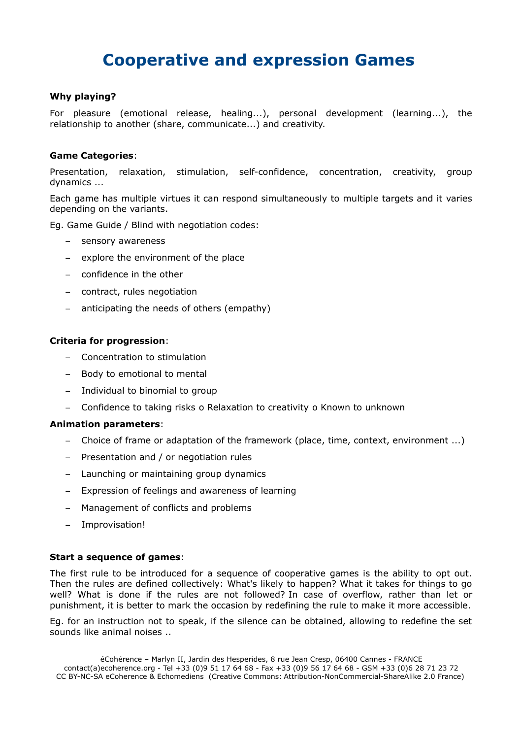# Cooperative and expression Games

**Why playing?**

For pleasure (emotional release, healing...), personal development (learning...), the relationship to another (share, communicate...) and creativity.

**Game Categories**:

Presentation, relaxation, stimulation, self-confidence, concentration, creativity, group dynamics ...

Each game has multiple virtues it can respond simultaneously to multiple targets and it varies depending on the variants.

Eg. Game Guide / Blind with negotiation codes:

- sensory awareness
- explore the environment of the place
- confidence in the other
- contract, rules negotiation
- anticipating the needs of others (empathy)

**Criteria for progression**:

- Concentration to stimulation
- Body to emotional to mental
- Individual to binomial to group
- Confidence to taking risks o Relaxation to creativity o Known to unknown

**Animation parameters**:

- Choice of frame or adaptation of the framework (place, time, context, environment ...)
- Presentation and / or negotiation rules
- Launching or maintaining group dynamics
- Expression of feelings and awareness of learning
- Management of conflicts and problems
- Improvisation!

**Start a sequence of games**:

The first rule to be introduced for a sequence of cooperative games is the ability to opt out. Then the rules are defined collectively: What's likely to happen? What it takes for things to go well? What is done if the rules are not followed? In case of overflow, rather than let or punishment, it is better to mark the occasion by redefining the rule to make it more accessible.

Eg. for an instruction not to speak, if the silence can be obtained, allowing to redefine the set sounds like animal noises ..

éCohérence – Marlyn II, Jardin des Hesperides, 8 rue Jean Cresp, 06400 Cannes - FRANCE
contact(a)ecoherence.org - Tel +33 (0)9 51 17 64 68 - Fax +33 (0)9 56 17 64 68 - GSM +33 (0)6 28 71 23 72
CC BY-NC-SA eCoherence & Echomediens (Creative Commons: Attribution-NonCommercial-ShareAlike 2.0 France)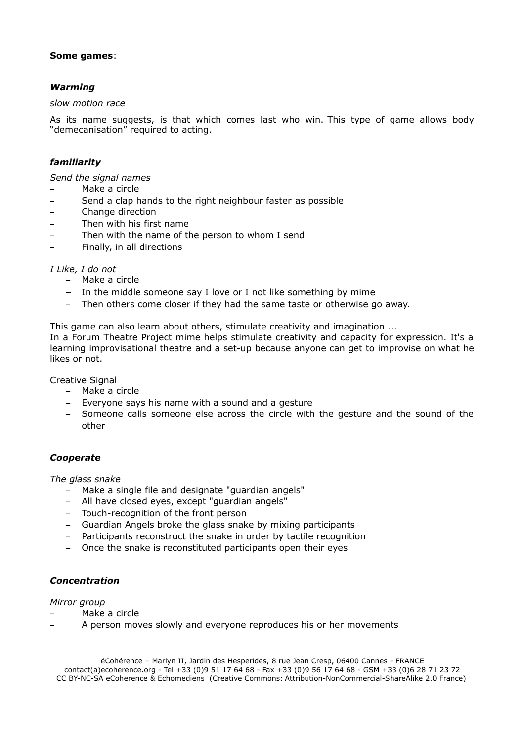**Some games**:

***Warming***

*slow motion race*

As its name suggests, is that which comes last who win. This type of game allows body "demecanisation" required to acting.

***familiarity***

*Send the signal names*

- Make a circle
- Send a clap hands to the right neighbour faster as possible
- Change direction
- Then with his first name
- Then with the name of the person to whom I send
- Finally, in all directions

*I Like, I do not*

- Make a circle
- In the middle someone say I love or I not like something by mime
- Then others come closer if they had the same taste or otherwise go away.

This game can also learn about others, stimulate creativity and imagination ...
In a Forum Theatre Project mime helps stimulate creativity and capacity for expression. It's a learning improvisational theatre and a set-up because anyone can get to improvise on what he likes or not.

Creative Signal

- Make a circle
- Everyone says his name with a sound and a gesture
- Someone calls someone else across the circle with the gesture and the sound of the other

***Cooperate***

*The glass snake*

- Make a single file and designate "guardian angels"
- All have closed eyes, except "guardian angels"
- Touch-recognition of the front person
- Guardian Angels broke the glass snake by mixing participants
- Participants reconstruct the snake in order by tactile recognition
- Once the snake is reconstituted participants open their eyes

***Concentration***

*Mirror group*

- Make a circle
- A person moves slowly and everyone reproduces his or her movements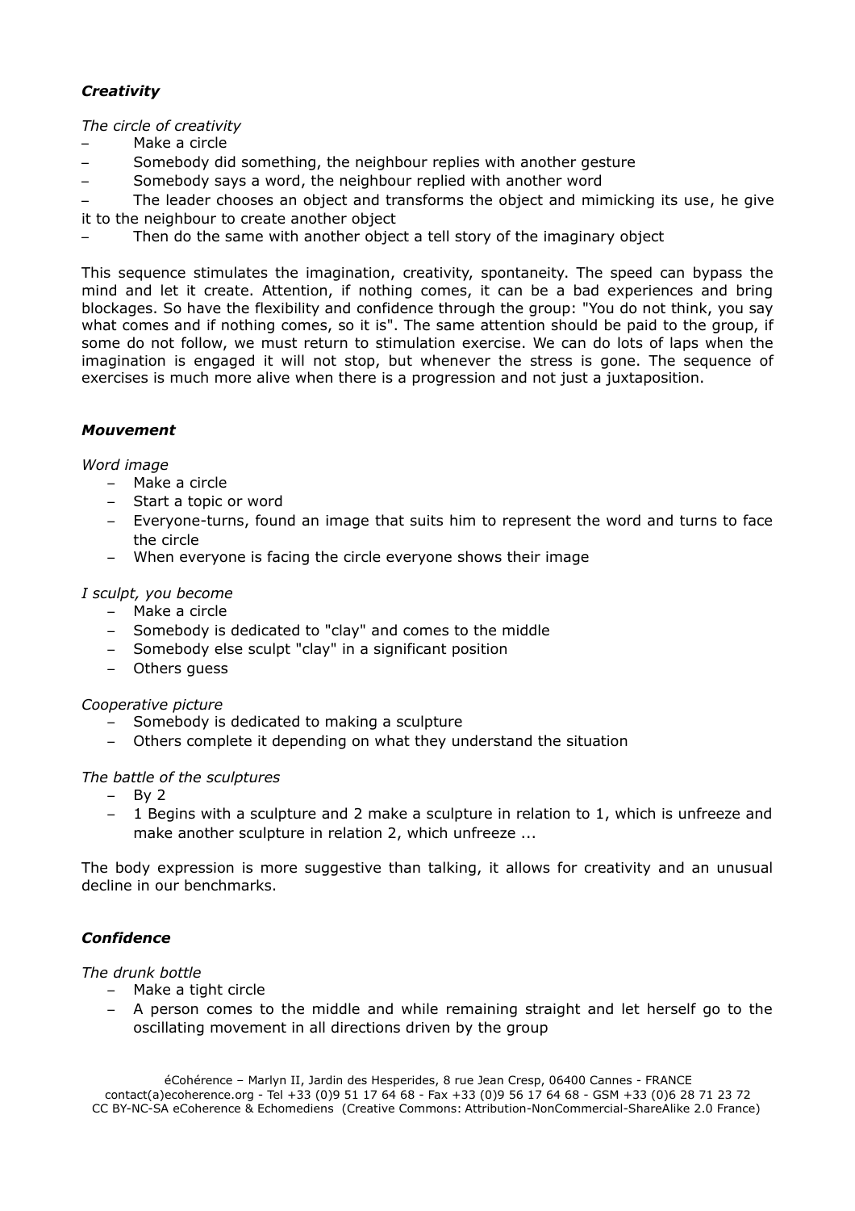***Creativity***

*The circle of creativity*

- Make a circle
- Somebody did something, the neighbour replies with another gesture
- Somebody says a word, the neighbour replied with another word
- The leader chooses an object and transforms the object and mimicking its use, he give it to the neighbour to create another object
- Then do the same with another object a tell story of the imaginary object

This sequence stimulates the imagination, creativity, spontaneity. The speed can bypass the mind and let it create. Attention, if nothing comes, it can be a bad experiences and bring blockages. So have the flexibility and confidence through the group: "You do not think, you say what comes and if nothing comes, so it is". The same attention should be paid to the group, if some do not follow, we must return to stimulation exercise. We can do lots of laps when the imagination is engaged it will not stop, but whenever the stress is gone. The sequence of exercises is much more alive when there is a progression and not just a juxtaposition.

***Mouvement***

*Word image*

- Make a circle
- Start a topic or word
- Everyone-turns, found an image that suits him to represent the word and turns to face the circle
- When everyone is facing the circle everyone shows their image

*I sculpt, you become*

- Make a circle
- Somebody is dedicated to "clay" and comes to the middle
- Somebody else sculpt "clay" in a significant position
- Others guess

*Cooperative picture*

- Somebody is dedicated to making a sculpture
- Others complete it depending on what they understand the situation

*The battle of the sculptures*

- By 2
- 1 Begins with a sculpture and 2 make a sculpture in relation to 1, which is unfreeze and make another sculpture in relation 2, which unfreeze ...

The body expression is more suggestive than talking, it allows for creativity and an unusual decline in our benchmarks.

***Confidence***

*The drunk bottle*

- Make a tight circle
- A person comes to the middle and while remaining straight and let herself go to the oscillating movement in all directions driven by the group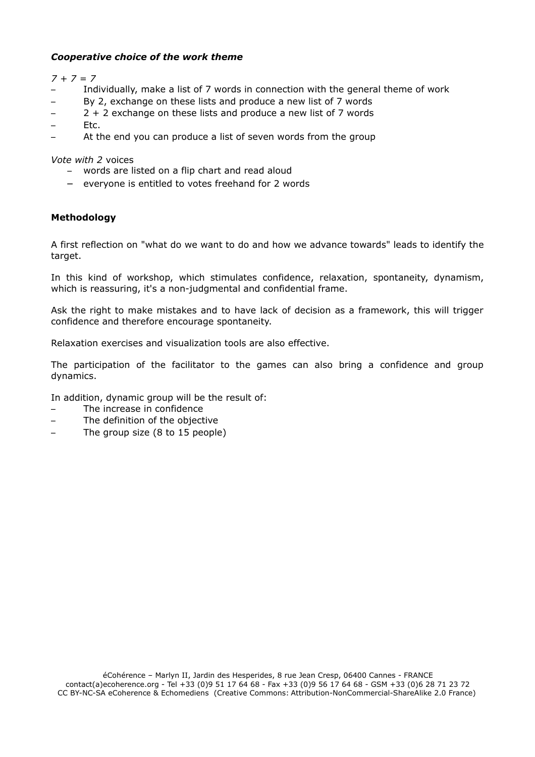***Cooperative choice of the work theme***

*7 + 7 = 7*

- Individually, make a list of 7 words in connection with the general theme of work
- By 2, exchange on these lists and produce a new list of 7 words
- 2 + 2 exchange on these lists and produce a new list of 7 words
- Etc.
- At the end you can produce a list of seven words from the group

*Vote with 2* voices

- words are listed on a flip chart and read aloud
- everyone is entitled to votes freehand for 2 words

**Methodology**

A first reflection on "what do we want to do and how we advance towards" leads to identify the target.

In this kind of workshop, which stimulates confidence, relaxation, spontaneity, dynamism, which is reassuring, it's a non-judgmental and confidential frame.

Ask the right to make mistakes and to have lack of decision as a framework, this will trigger confidence and therefore encourage spontaneity.

Relaxation exercises and visualization tools are also effective.

The participation of the facilitator to the games can also bring a confidence and group dynamics.

In addition, dynamic group will be the result of:

- The increase in confidence
- The definition of the objective
- The group size (8 to 15 people)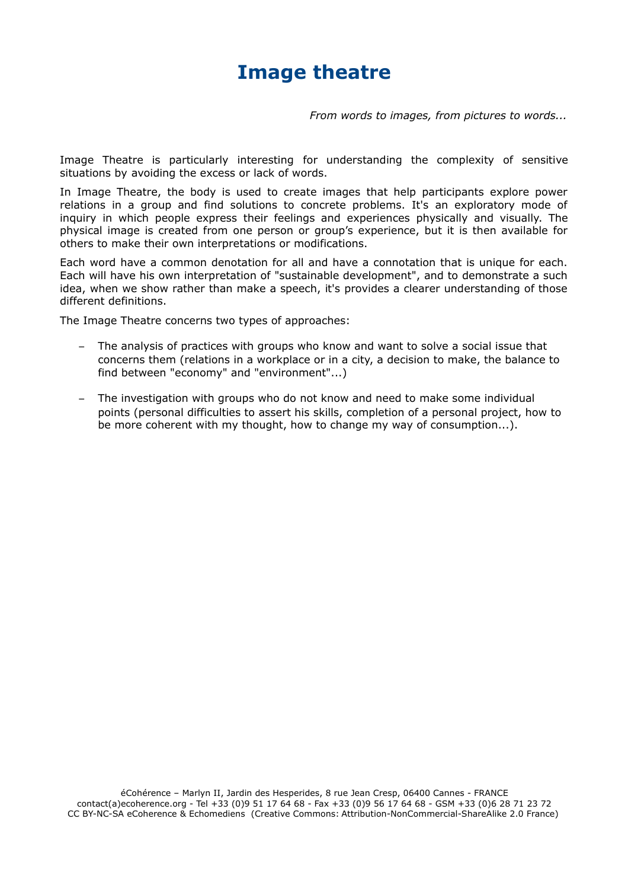# Image theatre

*From words to images, from pictures to words...*

Image Theatre is particularly interesting for understanding the complexity of sensitive situations by avoiding the excess or lack of words.

In Image Theatre, the body is used to create images that help participants explore power relations in a group and find solutions to concrete problems. It's an exploratory mode of inquiry in which people express their feelings and experiences physically and visually. The physical image is created from one person or group's experience, but it is then available for others to make their own interpretations or modifications.

Each word have a common denotation for all and have a connotation that is unique for each. Each will have his own interpretation of "sustainable development", and to demonstrate a such idea, when we show rather than make a speech, it's provides a clearer understanding of those different definitions.

The Image Theatre concerns two types of approaches:

- The analysis of practices with groups who know and want to solve a social issue that concerns them (relations in a workplace or in a city, a decision to make, the balance to find between "economy" and "environment"...)
- The investigation with groups who do not know and need to make some individual points (personal difficulties to assert his skills, completion of a personal project, how to be more coherent with my thought, how to change my way of consumption...).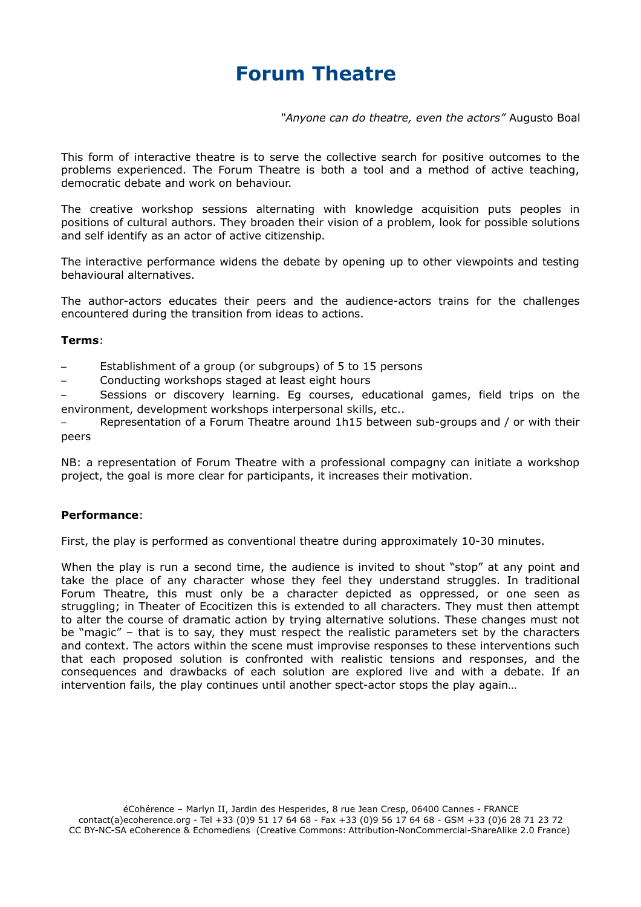# Forum Theatre

*"Anyone can do theatre, even the actors"* Augusto Boal

This form of interactive theatre is to serve the collective search for positive outcomes to the problems experienced. The Forum Theatre is both a tool and a method of active teaching, democratic debate and work on behaviour.

The creative workshop sessions alternating with knowledge acquisition puts peoples in positions of cultural authors. They broaden their vision of a problem, look for possible solutions and self identify as an actor of active citizenship.

The interactive performance widens the debate by opening up to other viewpoints and testing behavioural alternatives.

The author-actors educates their peers and the audience-actors trains for the challenges encountered during the transition from ideas to actions.

**Terms**:

- Establishment of a group (or subgroups) of 5 to 15 persons
- Conducting workshops staged at least eight hours
- Sessions or discovery learning. Eg courses, educational games, field trips on the environment, development workshops interpersonal skills, etc..
- Representation of a Forum Theatre around 1h15 between sub-groups and / or with their peers

NB: a representation of Forum Theatre with a professional compagny can initiate a workshop project, the goal is more clear for participants, it increases their motivation.

**Performance**:

First, the play is performed as conventional theatre during approximately 10-30 minutes.

When the play is run a second time, the audience is invited to shout "stop" at any point and take the place of any character whose they feel they understand struggles. In traditional Forum Theatre, this must only be a character depicted as oppressed, or one seen as struggling; in Theater of Ecocitizen this is extended to all characters. They must then attempt to alter the course of dramatic action by trying alternative solutions. These changes must not be "magic" – that is to say, they must respect the realistic parameters set by the characters and context. The actors within the scene must improvise responses to these interventions such that each proposed solution is confronted with realistic tensions and responses, and the consequences and drawbacks of each solution are explored live and with a debate. If an intervention fails, the play continues until another spect-actor stops the play again…

éCohérence – Marlyn II, Jardin des Hesperides, 8 rue Jean Cresp, 06400 Cannes - FRANCE
contact(a)ecoherence.org - Tel +33 (0)9 51 17 64 68 - Fax +33 (0)9 56 17 64 68 - GSM +33 (0)6 28 71 23 72
CC BY-NC-SA eCoherence & Echomediens (Creative Commons: Attribution-NonCommercial-ShareAlike 2.0 France)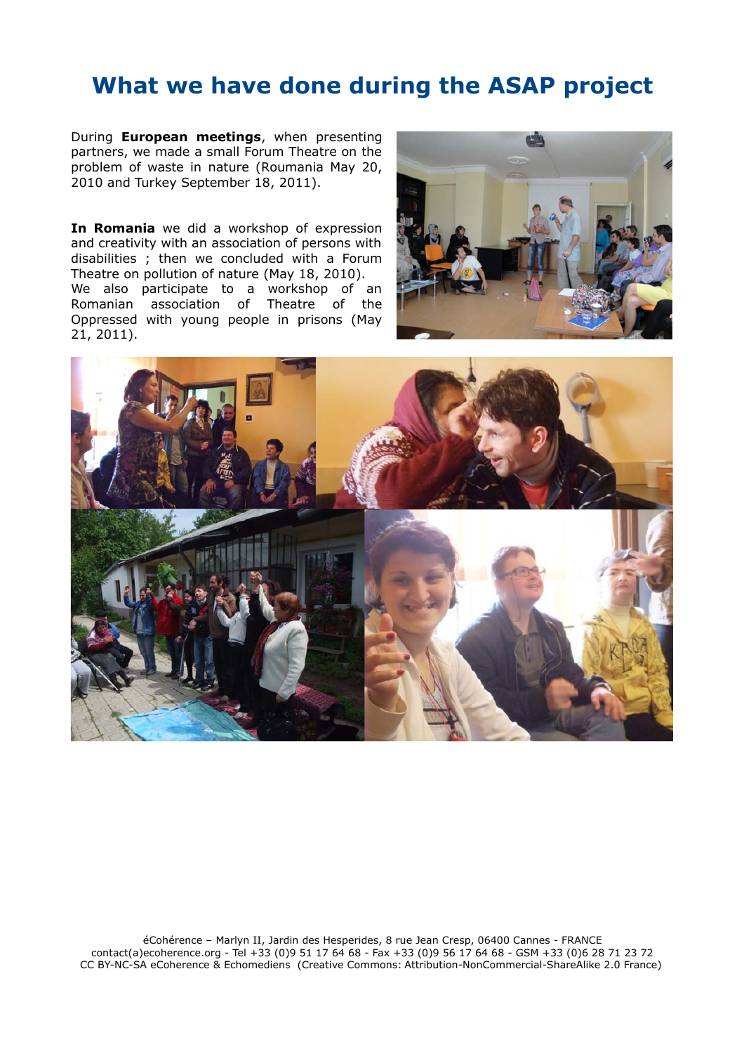# What we have done during the ASAP project

During **European meetings**, when presenting partners, we made a small Forum Theatre on the problem of waste in nature (Roumania May 20, 2010 and Turkey September 18, 2011).

**In Romania** we did a workshop of expression and creativity with an association of persons with disabilities ; then we concluded with a Forum Theatre on pollution of nature (May 18, 2010).
We also participate to a workshop of an Romanian association of Theatre of the Oppressed with young people in prisons (May 21, 2011).

éCohérence – Marlyn II, Jardin des Hesperides, 8 rue Jean Cresp, 06400 Cannes - FRANCE
contact(a)ecoherence.org - Tel +33 (0)9 51 17 64 68 - Fax +33 (0)9 56 17 64 68 - GSM +33 (0)6 28 71 23 72
CC BY-NC-SA eCoherence & Echomediens (Creative Commons: Attribution-NonCommercial-ShareAlike 2.0 France)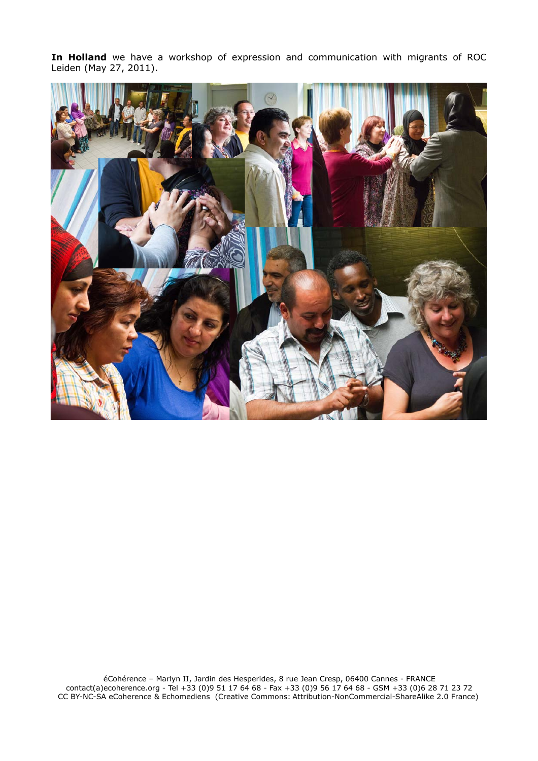**In Holland** we have a workshop of expression and communication with migrants of ROC Leiden (May 27, 2011).

éCohérence – Marlyn II, Jardin des Hesperides, 8 rue Jean Cresp, 06400 Cannes - FRANCE
contact(a)ecoherence.org - Tel +33 (0)9 51 17 64 68 - Fax +33 (0)9 56 17 64 68 - GSM +33 (0)6 28 71 23 72
CC BY-NC-SA eCoherence & Echomediens (Creative Commons: Attribution-NonCommercial-ShareAlike 2.0 France)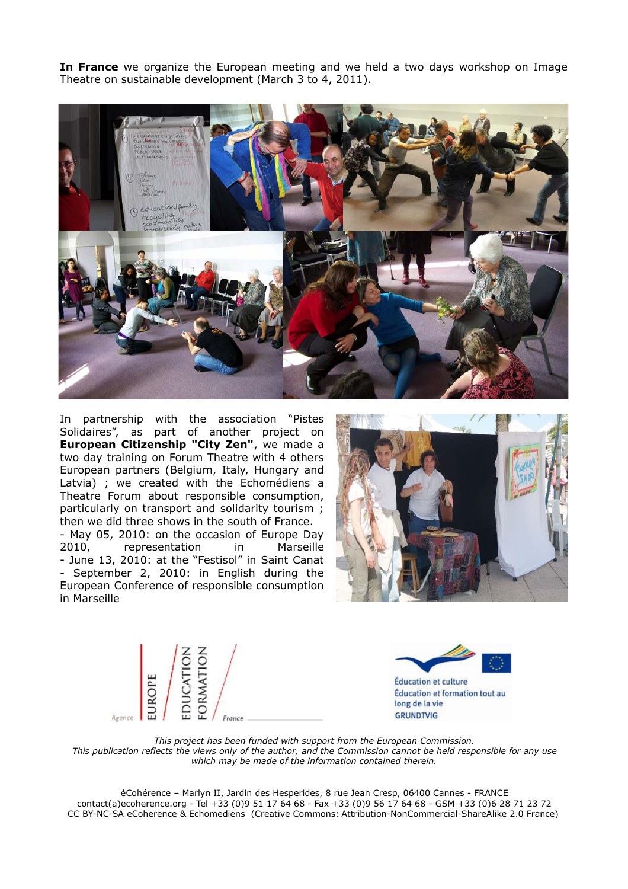**In France** we organize the European meeting and we held a two days workshop on Image Theatre on sustainable development (March 3 to 4, 2011).

In partnership with the association "Pistes Solidaires", as part of another project on **European Citizenship "City Zen"**, we made a two day training on Forum Theatre with 4 others European partners (Belgium, Italy, Hungary and Latvia) ; we created with the Echomédiens a Theatre Forum about responsible consumption, particularly on transport and solidarity tourism ; then we did three shows in the south of France.

- May 05, 2010: on the occasion of Europe Day 2010, representation in Marseille
- June 13, 2010: at the "Festisol" in Saint Canat
- September 2, 2010: in English during the European Conference of responsible consumption in Marseille

Agence EUROPE EDUCATION FORMATION France

Éducation et culture
Éducation et formation tout au long de la vie
GRUNDTVIG

*This project has been funded with support from the European Commission.*
*This publication reflects the views only of the author, and the Commission cannot be held responsible for any use which may be made of the information contained therein.*

éCohérence – Marlyn II, Jardin des Hesperides, 8 rue Jean Cresp, 06400 Cannes - FRANCE
contact(a)ecoherence.org - Tel +33 (0)9 51 17 64 68 - Fax +33 (0)9 56 17 64 68 - GSM +33 (0)6 28 71 23 72
CC BY-NC-SA eCoherence & Echomediens (Creative Commons: Attribution-NonCommercial-ShareAlike 2.0 France)